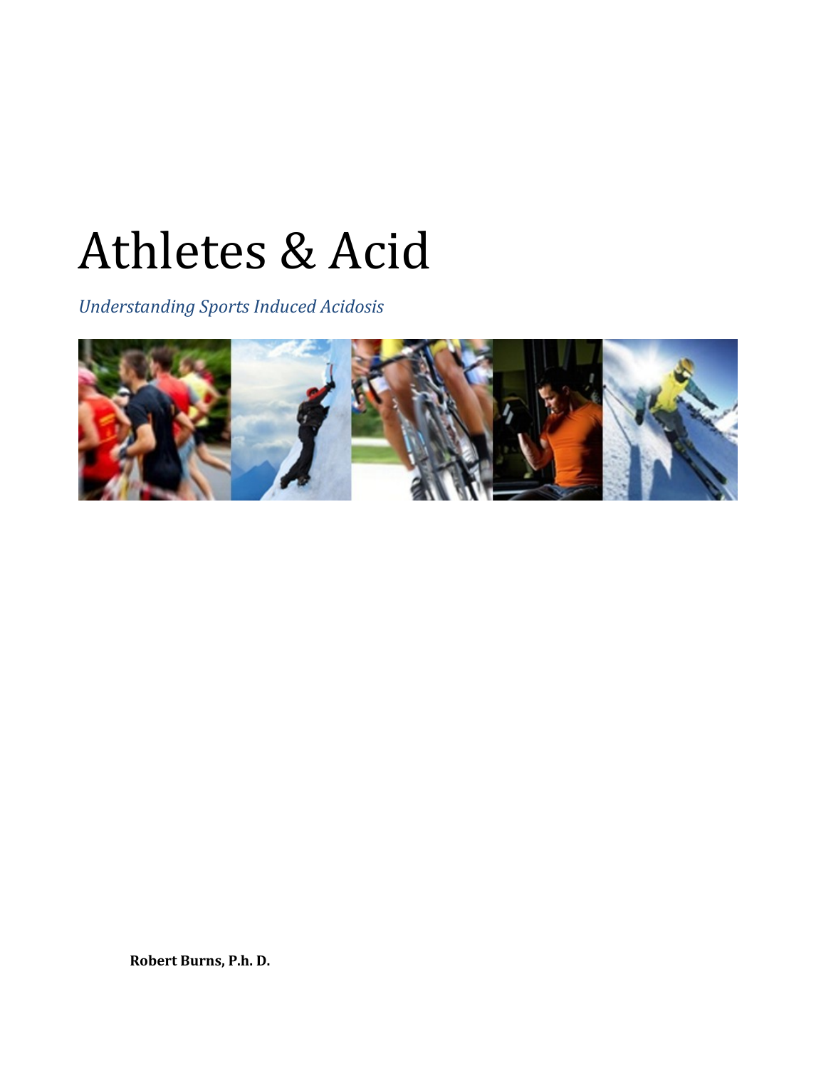# Athletes & Acid

*Understanding Sports Induced Acidosis*

**Robert Burns, P.h. D.**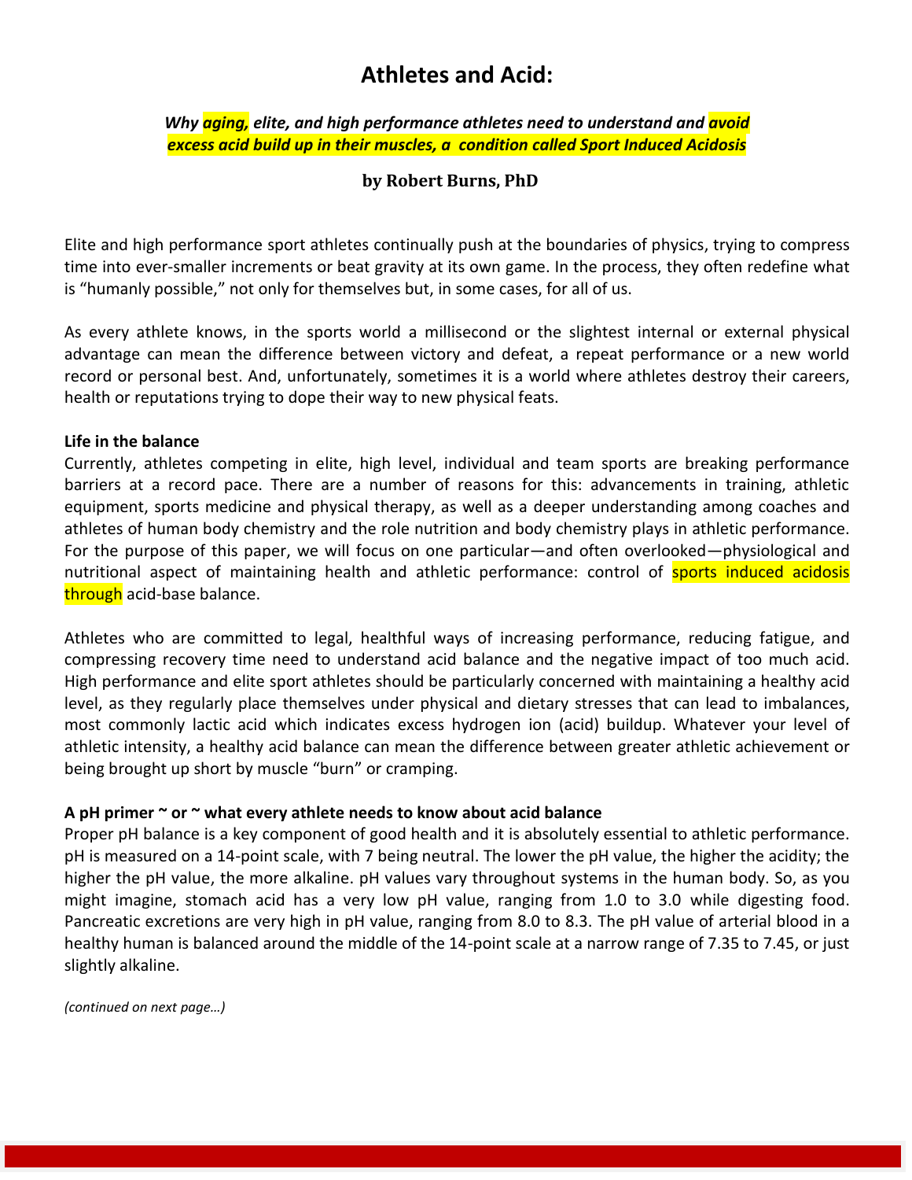# Athletes and Acid:

***Why aging, elite, and high performance athletes need to understand and avoid excess acid build up in their muscles, a condition called Sport Induced Acidosis***

**by Robert Burns, PhD**

Elite and high performance sport athletes continually push at the boundaries of physics, trying to compress time into ever-smaller increments or beat gravity at its own game. In the process, they often redefine what is “humanly possible,” not only for themselves but, in some cases, for all of us.

As every athlete knows, in the sports world a millisecond or the slightest internal or external physical advantage can mean the difference between victory and defeat, a repeat performance or a new world record or personal best. And, unfortunately, sometimes it is a world where athletes destroy their careers, health or reputations trying to dope their way to new physical feats.

**Life in the balance**

Currently, athletes competing in elite, high level, individual and team sports are breaking performance barriers at a record pace. There are a number of reasons for this: advancements in training, athletic equipment, sports medicine and physical therapy, as well as a deeper understanding among coaches and athletes of human body chemistry and the role nutrition and body chemistry plays in athletic performance. For the purpose of this paper, we will focus on one particular—and often overlooked—physiological and nutritional aspect of maintaining health and athletic performance: control of sports induced acidosis through acid-base balance.

Athletes who are committed to legal, healthful ways of increasing performance, reducing fatigue, and compressing recovery time need to understand acid balance and the negative impact of too much acid. High performance and elite sport athletes should be particularly concerned with maintaining a healthy acid level, as they regularly place themselves under physical and dietary stresses that can lead to imbalances, most commonly lactic acid which indicates excess hydrogen ion (acid) buildup. Whatever your level of athletic intensity, a healthy acid balance can mean the difference between greater athletic achievement or being brought up short by muscle “burn” or cramping.

**A pH primer ~ or ~ what every athlete needs to know about acid balance**

Proper pH balance is a key component of good health and it is absolutely essential to athletic performance. pH is measured on a 14-point scale, with 7 being neutral. The lower the pH value, the higher the acidity; the higher the pH value, the more alkaline. pH values vary throughout systems in the human body. So, as you might imagine, stomach acid has a very low pH value, ranging from 1.0 to 3.0 while digesting food. Pancreatic excretions are very high in pH value, ranging from 8.0 to 8.3. The pH value of arterial blood in a healthy human is balanced around the middle of the 14-point scale at a narrow range of 7.35 to 7.45, or just slightly alkaline.

*(continued on next page…)*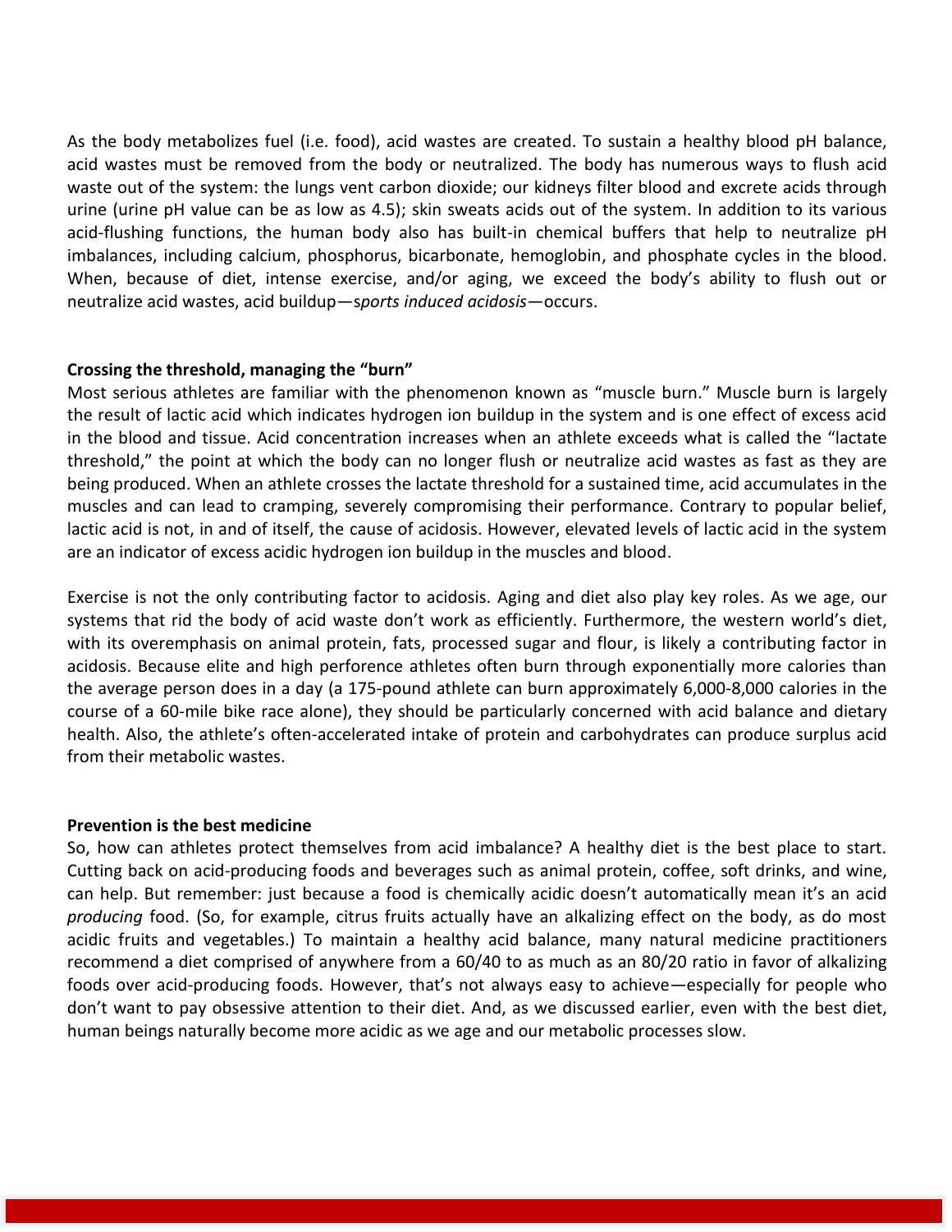As the body metabolizes fuel (i.e. food), acid wastes are created. To sustain a healthy blood pH balance, acid wastes must be removed from the body or neutralized. The body has numerous ways to flush acid waste out of the system: the lungs vent carbon dioxide; our kidneys filter blood and excrete acids through urine (urine pH value can be as low as 4.5); skin sweats acids out of the system. In addition to its various acid-flushing functions, the human body also has built-in chemical buffers that help to neutralize pH imbalances, including calcium, phosphorus, bicarbonate, hemoglobin, and phosphate cycles in the blood. When, because of diet, intense exercise, and/or aging, we exceed the body's ability to flush out or neutralize acid wastes, acid buildup—*sports induced acidosis*—occurs.

**Crossing the threshold, managing the "burn"**

Most serious athletes are familiar with the phenomenon known as "muscle burn." Muscle burn is largely the result of lactic acid which indicates hydrogen ion buildup in the system and is one effect of excess acid in the blood and tissue. Acid concentration increases when an athlete exceeds what is called the "lactate threshold," the point at which the body can no longer flush or neutralize acid wastes as fast as they are being produced. When an athlete crosses the lactate threshold for a sustained time, acid accumulates in the muscles and can lead to cramping, severely compromising their performance. Contrary to popular belief, lactic acid is not, in and of itself, the cause of acidosis. However, elevated levels of lactic acid in the system are an indicator of excess acidic hydrogen ion buildup in the muscles and blood.

Exercise is not the only contributing factor to acidosis. Aging and diet also play key roles. As we age, our systems that rid the body of acid waste don't work as efficiently. Furthermore, the western world's diet, with its overemphasis on animal protein, fats, processed sugar and flour, is likely a contributing factor in acidosis. Because elite and high perforence athletes often burn through exponentially more calories than the average person does in a day (a 175-pound athlete can burn approximately 6,000-8,000 calories in the course of a 60-mile bike race alone), they should be particularly concerned with acid balance and dietary health. Also, the athlete's often-accelerated intake of protein and carbohydrates can produce surplus acid from their metabolic wastes.

**Prevention is the best medicine**

So, how can athletes protect themselves from acid imbalance? A healthy diet is the best place to start. Cutting back on acid-producing foods and beverages such as animal protein, coffee, soft drinks, and wine, can help. But remember: just because a food is chemically acidic doesn't automatically mean it's an acid *producing* food. (So, for example, citrus fruits actually have an alkalizing effect on the body, as do most acidic fruits and vegetables.) To maintain a healthy acid balance, many natural medicine practitioners recommend a diet comprised of anywhere from a 60/40 to as much as an 80/20 ratio in favor of alkalizing foods over acid-producing foods. However, that's not always easy to achieve—especially for people who don't want to pay obsessive attention to their diet. And, as we discussed earlier, even with the best diet, human beings naturally become more acidic as we age and our metabolic processes slow.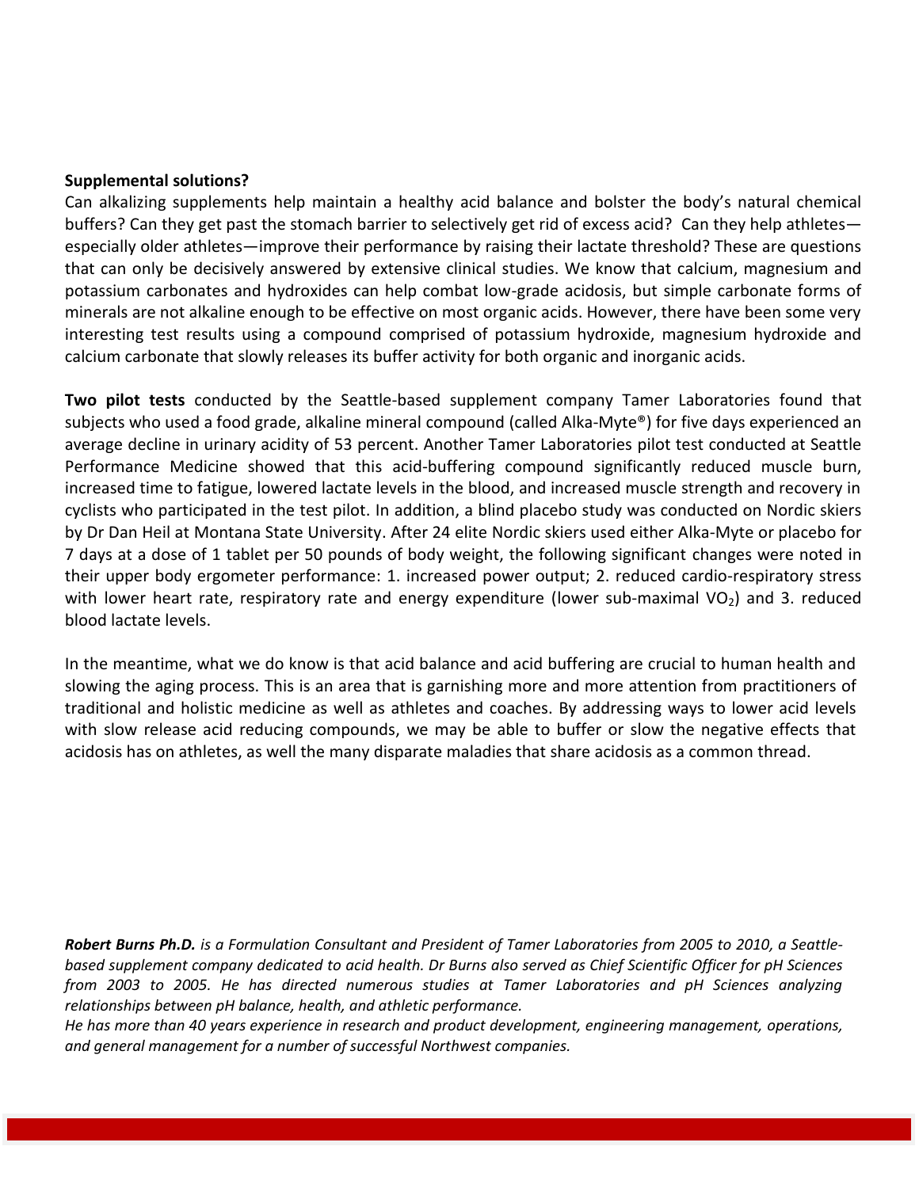**Supplemental solutions?**

Can alkalizing supplements help maintain a healthy acid balance and bolster the body's natural chemical buffers? Can they get past the stomach barrier to selectively get rid of excess acid? Can they help athletes—especially older athletes—improve their performance by raising their lactate threshold? These are questions that can only be decisively answered by extensive clinical studies. We know that calcium, magnesium and potassium carbonates and hydroxides can help combat low-grade acidosis, but simple carbonate forms of minerals are not alkaline enough to be effective on most organic acids. However, there have been some very interesting test results using a compound comprised of potassium hydroxide, magnesium hydroxide and calcium carbonate that slowly releases its buffer activity for both organic and inorganic acids.

**Two pilot tests** conducted by the Seattle-based supplement company Tamer Laboratories found that subjects who used a food grade, alkaline mineral compound (called Alka-Myte®) for five days experienced an average decline in urinary acidity of 53 percent. Another Tamer Laboratories pilot test conducted at Seattle Performance Medicine showed that this acid-buffering compound significantly reduced muscle burn, increased time to fatigue, lowered lactate levels in the blood, and increased muscle strength and recovery in cyclists who participated in the test pilot. In addition, a blind placebo study was conducted on Nordic skiers by Dr Dan Heil at Montana State University. After 24 elite Nordic skiers used either Alka-Myte or placebo for 7 days at a dose of 1 tablet per 50 pounds of body weight, the following significant changes were noted in their upper body ergometer performance: 1. increased power output; 2. reduced cardio-respiratory stress with lower heart rate, respiratory rate and energy expenditure (lower sub-maximal $VO_2$) and 3. reduced blood lactate levels.

In the meantime, what we do know is that acid balance and acid buffering are crucial to human health and slowing the aging process. This is an area that is garnishing more and more attention from practitioners of traditional and holistic medicine as well as athletes and coaches. By addressing ways to lower acid levels with slow release acid reducing compounds, we may be able to buffer or slow the negative effects that acidosis has on athletes, as well the many disparate maladies that share acidosis as a common thread.

***Robert Burns Ph.D.*** *is a Formulation Consultant and President of Tamer Laboratories from 2005 to 2010, a Seattle-based supplement company dedicated to acid health. Dr Burns also served as Chief Scientific Officer for pH Sciences from 2003 to 2005. He has directed numerous studies at Tamer Laboratories and pH Sciences analyzing relationships between pH balance, health, and athletic performance.*

*He has more than 40 years experience in research and product development, engineering management, operations, and general management for a number of successful Northwest companies.*